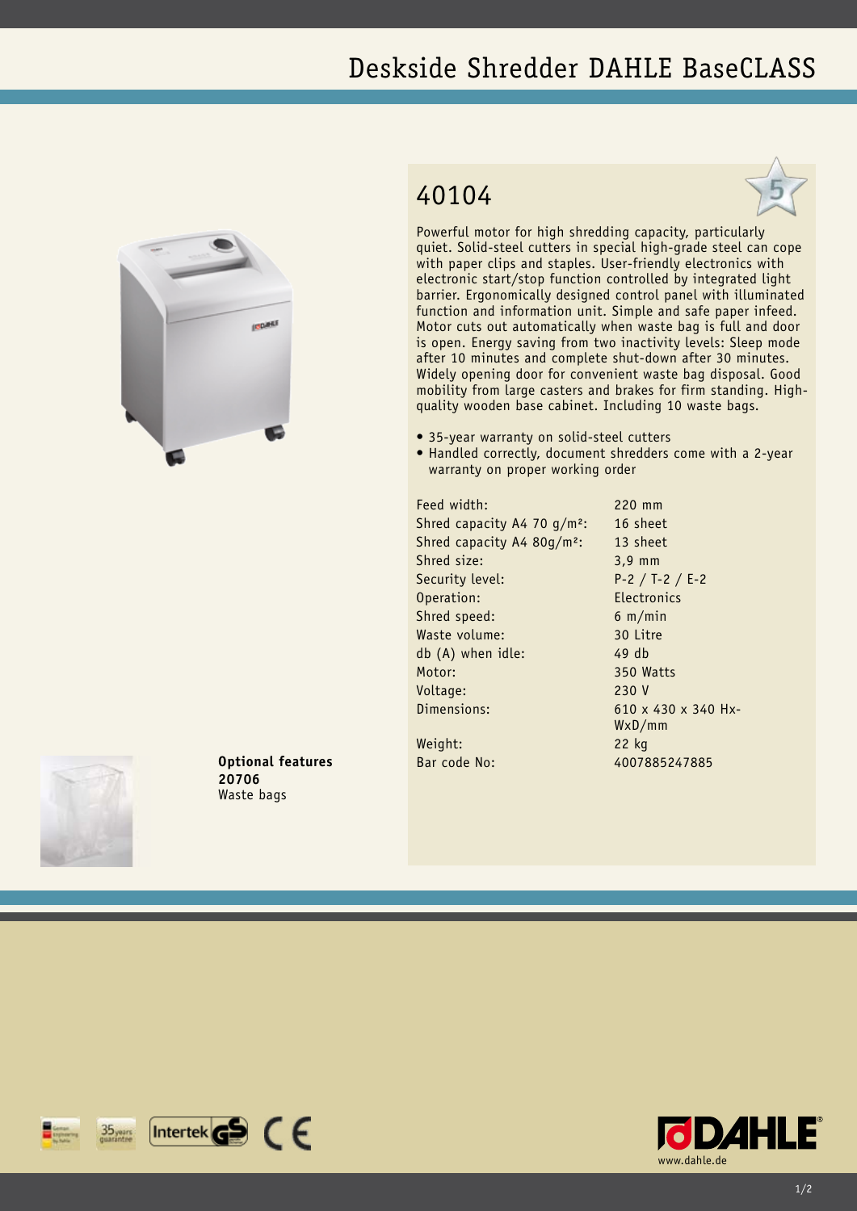# Deskside Shredder DAHLE BaseCLASS

## 40104

Powerful motor for high shredding capacity, particularly quiet. Solid-steel cutters in special high-grade steel can cope with paper clips and staples. User-friendly electronics with electronic start/stop function controlled by integrated light barrier. Ergonomically designed control panel with illuminated function and information unit. Simple and safe paper infeed. Motor cuts out automatically when waste bag is full and door is open. Energy saving from two inactivity levels: Sleep mode after 10 minutes and complete shut-down after 30 minutes. Widely opening door for convenient waste bag disposal. Good mobility from large casters and brakes for firm standing. High-quality wooden base cabinet. Including 10 waste bags.

- 35-year warranty on solid-steel cutters
- Handled correctly, document shredders come with a 2-year warranty on proper working order

| | |
|---|---|
| Feed width: | 220 mm |
| Shred capacity A4 70 g/m²: | 16 sheet |
| Shred capacity A4 80g/m²: | 13 sheet |
| Shred size: | 3,9 mm |
| Security level: | P-2 / T-2 / E-2 |
| Operation: | Electronics |
| Shred speed: | 6 m/min |
| Waste volume: | 30 Litre |
| db (A) when idle: | 49 db |
| Motor: | 350 Watts |
| Voltage: | 230 V |
| Dimensions: | 610 x 430 x 340 Hx-WxD/mm |
| Weight: | 22 kg |
| Bar code No: | 4007885247885 |

**Optional features**
**20706**
Waste bags

www.dahle.de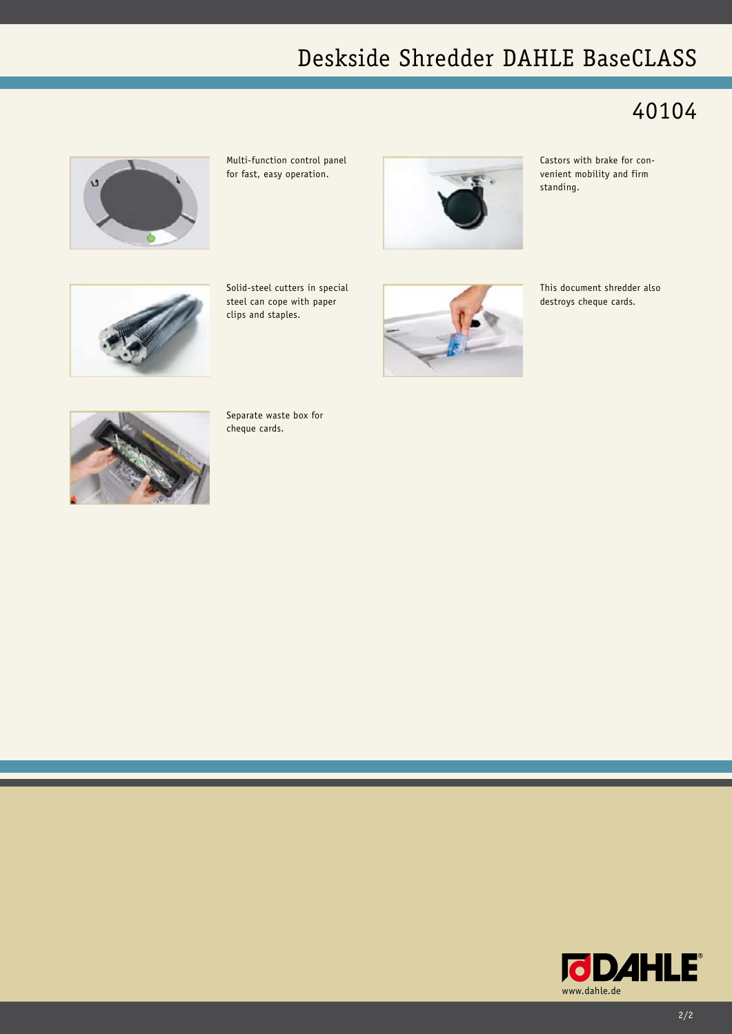# Deskside Shredder DAHLE BaseCLASS

## 40104

Multi-function control panel for fast, easy operation.

Castors with brake for convenient mobility and firm standing.

Solid-steel cutters in special steel can cope with paper clips and staples.

This document shredder also destroys cheque cards.

Separate waste box for cheque cards.

www.dahle.de